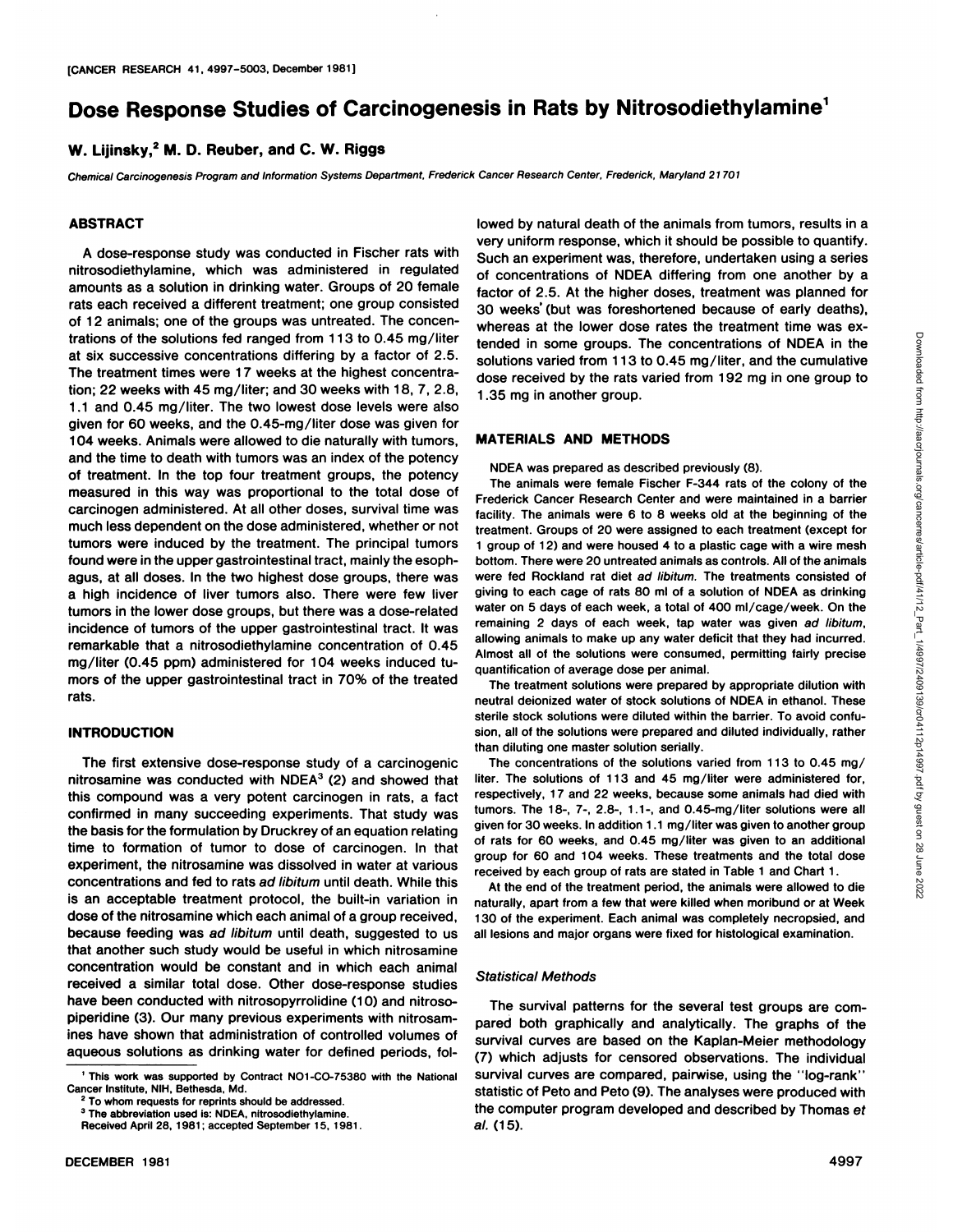# Dose Response Studies of Carcinogenesis in Rats by Nitrosodiethylamine[1]

**W. Lijinsky,[2] M. D. Reuber, and C. W. Riggs**

*Chemical Carcinogenesis Program and Information Systems Department, Frederick Cancer Research Center, Frederick, Maryland 21701*

## ABSTRACT

A dose-response study was conducted in Fischer rats with nitrosodiethylamine, which was administered in regulated amounts as a solution in drinking water. Groups of 20 female rats each received a different treatment; one group consisted of 12 animals; one of the groups was untreated. The concentrations of the solutions fed ranged from 113 to 0.45 mg/liter at six successive concentrations differing by a factor of 2.5. The treatment times were 17 weeks at the highest concentration; 22 weeks with 45 mg/liter; and 30 weeks with 18, 7, 2.8, 1.1 and 0.45 mg/liter. The two lowest dose levels were also given for 60 weeks, and the 0.45-mg/liter dose was given for 104 weeks. Animals were allowed to die naturally with tumors, and the time to death with tumors was an index of the potency of treatment. In the top four treatment groups, the potency measured in this way was proportional to the total dose of carcinogen administered. At all other doses, survival time was much less dependent on the dose administered, whether or not tumors were induced by the treatment. The principal tumors found were in the upper gastrointestinal tract, mainly the esophagus, at all doses. In the two highest dose groups, there was a high incidence of liver tumors also. There were few liver tumors in the lower dose groups, but there was a dose-related incidence of tumors of the upper gastrointestinal tract. It was remarkable that a nitrosodiethylamine concentration of 0.45 mg/liter (0.45 ppm) administered for 104 weeks induced tumors of the upper gastrointestinal tract in 70% of the treated rats.

## INTRODUCTION

The first extensive dose-response study of a carcinogenic nitrosamine was conducted with NDEA[3] (2) and showed that this compound was a very potent carcinogen in rats, a fact confirmed in many succeeding experiments. That study was the basis for the formulation by Druckrey of an equation relating time to formation of tumor to dose of carcinogen. In that experiment, the nitrosamine was dissolved in water at various concentrations and fed to rats *ad libitum* until death. While this is an acceptable treatment protocol, the built-in variation in dose of the nitrosamine which each animal of a group received, because feeding was *ad libitum* until death, suggested to us that another such study would be useful in which nitrosamine concentration would be constant and in which each animal received a similar total dose. Other dose-response studies have been conducted with nitrosopyrrolidine (10) and nitrosopiperidine (3). Our many previous experiments with nitrosamines have shown that administration of controlled volumes of aqueous solutions as drinking water for defined periods, followed by natural death of the animals from tumors, results in a very uniform response, which it should be possible to quantify. Such an experiment was, therefore, undertaken using a series of concentrations of NDEA differing from one another by a factor of 2.5. At the higher doses, treatment was planned for 30 weeks (but was foreshortened because of early deaths), whereas at the lower dose rates the treatment time was extended in some groups. The concentrations of NDEA in the solutions varied from 113 to 0.45 mg/liter, and the cumulative dose received by the rats varied from 192 mg in one group to 1.35 mg in another group.

## MATERIALS AND METHODS

NDEA was prepared as described previously (8).

The animals were female Fischer F-344 rats of the colony of the Frederick Cancer Research Center and were maintained in a barrier facility. The animals were 6 to 8 weeks old at the beginning of the treatment. Groups of 20 were assigned to each treatment (except for 1 group of 12) and were housed 4 to a plastic cage with a wire mesh bottom. There were 20 untreated animals as controls. All of the animals were fed Rockland rat diet *ad libitum*. The treatments consisted of giving to each cage of rats 80 ml of a solution of NDEA as drinking water on 5 days of each week, a total of 400 ml/cage/week. On the remaining 2 days of each week, tap water was given *ad libitum*, allowing animals to make up any water deficit that they had incurred. Almost all of the solutions were consumed, permitting fairly precise quantification of average dose per animal.

The treatment solutions were prepared by appropriate dilution with neutral deionized water of stock solutions of NDEA in ethanol. These sterile stock solutions were diluted within the barrier. To avoid confusion, all of the solutions were prepared and diluted individually, rather than diluting one master solution serially.

The concentrations of the solutions varied from 113 to 0.45 mg/liter. The solutions of 113 and 45 mg/liter were administered for, respectively, 17 and 22 weeks, because some animals had died with tumors. The 18-, 7-, 2.8-, 1.1-, and 0.45-mg/liter solutions were all given for 30 weeks. In addition 1.1 mg/liter was given to another group of rats for 60 weeks, and 0.45 mg/liter was given to an additional group for 60 and 104 weeks. These treatments and the total dose received by each group of rats are stated in Table 1 and Chart 1.

At the end of the treatment period, the animals were allowed to die naturally, apart from a few that were killed when moribund or at Week 130 of the experiment. Each animal was completely necropsied, and all lesions and major organs were fixed for histological examination.

### Statistical Methods

The survival patterns for the several test groups are compared both graphically and analytically. The graphs of the survival curves are based on the Kaplan-Meier methodology (7) which adjusts for censored observations. The individual survival curves are compared, pairwise, using the "log-rank" statistic of Peto and Peto (9). The analyses were produced with the computer program developed and described by Thomas *et al.* (15).

---

[1] This work was supported by Contract NO1-CO-75380 with the National Cancer Institute, NIH, Bethesda, Md.

[2] To whom requests for reprints should be addressed.

[3] The abbreviation used is: NDEA, nitrosodiethylamine.

Received April 28, 1981; accepted September 15, 1981.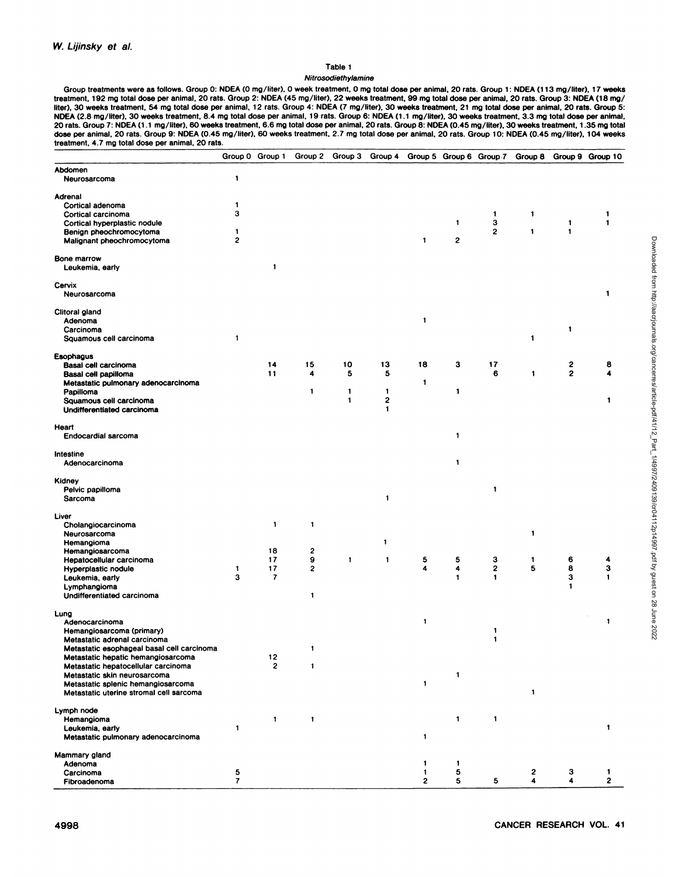Table 1

*Nitrosodiethylamine*

Group treatments were as follows. Group 0: NDEA (0 mg/liter), 0 week treatment, 0 mg total dose per animal, 20 rats. Group 1: NDEA (113 mg/liter), 17 weeks treatment, 192 mg total dose per animal, 20 rats. Group 2: NDEA (45 mg/liter), 22 weeks treatment, 99 mg total dose per animal, 20 rats. Group 3: NDEA (18 mg/liter), 30 weeks treatment, 54 mg total dose per animal, 12 rats. Group 4: NDEA (7 mg/liter), 30 weeks treatment, 21 mg total dose per animal, 20 rats. Group 5: NDEA (2.8 mg/liter), 30 weeks treatment, 8.4 mg total dose per animal, 19 rats. Group 6: NDEA (1.1 mg/liter), 30 weeks treatment, 3.3 mg total dose per animal, 20 rats. Group 7: NDEA (1.1 mg/liter), 60 weeks treatment, 6.6 mg total dose per animal, 20 rats. Group 8: NDEA (0.45 mg/liter), 30 weeks treatment, 1.35 mg total dose per animal, 20 rats. Group 9: NDEA (0.45 mg/liter), 60 weeks treatment, 2.7 mg total dose per animal, 20 rats. Group 10: NDEA (0.45 mg/liter), 104 weeks treatment, 4.7 mg total dose per animal, 20 rats.

| | Group 0 | Group 1 | Group 2 | Group 3 | Group 4 | Group 5 | Group 6 | Group 7 | Group 8 | Group 9 | Group 10 |
|---|---|---|---|---|---|---|---|---|---|---|---|
| **Abdomen** | | | | | | | | | | | |
| Neurosarcoma | 1 | | | | | | | | | | |
| **Adrenal** | | | | | | | | | | | |
| Cortical adenoma | 1 | | | | | | | | | | |
| Cortical carcinoma | 3 | | | | | | | 1 | 1 | | 1 |
| Cortical hyperplastic nodule | | | | | | | 1 | 3 | | 1 | 1 |
| Benign pheochromocytoma | 1 | | | | | | | 2 | 1 | 1 | |
| Malignant pheochromocytoma | 2 | | | | | 1 | 2 | | | | |
| **Bone marrow** | | | | | | | | | | | |
| Leukemia, early | | 1 | | | | | | | | | |
| **Cervix** | | | | | | | | | | | |
| Neurosarcoma | | | | | | | | | | | 1 |
| **Clitoral gland** | | | | | | | | | | | |
| Adenoma | | | | | | 1 | | | | | |
| Carcinoma | | | | | | | | | | 1 | |
| Squamous cell carcinoma | 1 | | | | | | | | 1 | | |
| **Esophagus** | | | | | | | | | | | |
| Basal cell carcinoma | | 14 | 15 | 10 | 13 | 18 | 3 | 17 | | 2 | 8 |
| Basal cell papilloma | | 11 | 4 | 5 | 5 | | | 6 | 1 | 2 | 4 |
| Metastatic pulmonary adenocarcinoma | | | | | | 1 | | | | | |
| Papilloma | | | 1 | 1 | 1 | | 1 | | | | |
| Squamous cell carcinoma | | | | 1 | 2 | | | | | | 1 |
| Undifferentiated carcinoma | | | | | 1 | | | | | | |
| **Heart** | | | | | | | | | | | |
| Endocardial sarcoma | | | | | | | 1 | | | | |
| **Intestine** | | | | | | | | | | | |
| Adenocarcinoma | | | | | | | 1 | | | | |
| **Kidney** | | | | | | | | | | | |
| Pelvic papilloma | | | | | | | | 1 | | | |
| Sarcoma | | | | | 1 | | | | | | |
| **Liver** | | | | | | | | | | | |
| Cholangiocarcinoma | | 1 | 1 | | | | | | | | |
| Neurosarcoma | | | | | | | | | 1 | | |
| Hemangioma | | | | | 1 | | | | | | |
| Hemangiosarcoma | | 18 | 2 | | | | | | | | |
| Hepatocellular carcinoma | | 17 | 9 | 1 | 1 | 5 | 5 | 3 | 1 | 6 | 4 |
| Hyperplastic nodule | 1 | 17 | 2 | | | 4 | 4 | 2 | 5 | 8 | 3 |
| Leukemia, early | 3 | 7 | | | | | 1 | 1 | | 3 | 1 |
| Lymphangioma | | | | | | | | | | 1 | |
| Undifferentiated carcinoma | | | 1 | | | | | | | | |
| **Lung** | | | | | | | | | | | |
| Adenocarcinoma | | | | | | 1 | | | | | 1 |
| Hemangiosarcoma (primary) | | | | | | | | 1 | | | |
| Metastatic adrenal carcinoma | | | | | | | | 1 | | | |
| Metastatic esophageal basal cell carcinoma | | | 1 | | | | | | | | |
| Metastatic hepatic hemangiosarcoma | | 12 | | | | | | | | | |
| Metastatic hepatocellular carcinoma | | 2 | 1 | | | | | | | | |
| Metastatic skin neurosarcoma | | | | | | | 1 | | | | |
| Metastatic splenic hemangiosarcoma | | | | | | 1 | | | | | |
| Metastatic uterine stromal cell sarcoma | | | | | | | | | 1 | | |
| **Lymph node** | | | | | | | | | | | |
| Hemangioma | | 1 | 1 | | | | 1 | 1 | | | |
| Leukemia, early | 1 | | | | | | | | | | 1 |
| Metastatic pulmonary adenocarcinoma | | | | | | 1 | | | | | |
| **Mammary gland** | | | | | | | | | | | |
| Adenoma | | | | | | 1 | 1 | | | | |
| Carcinoma | 5 | | | | | 1 | 5 | | 2 | 3 | 1 |
| Fibroadenoma | 7 | | | | | 2 | 5 | 5 | 4 | 4 | 2 |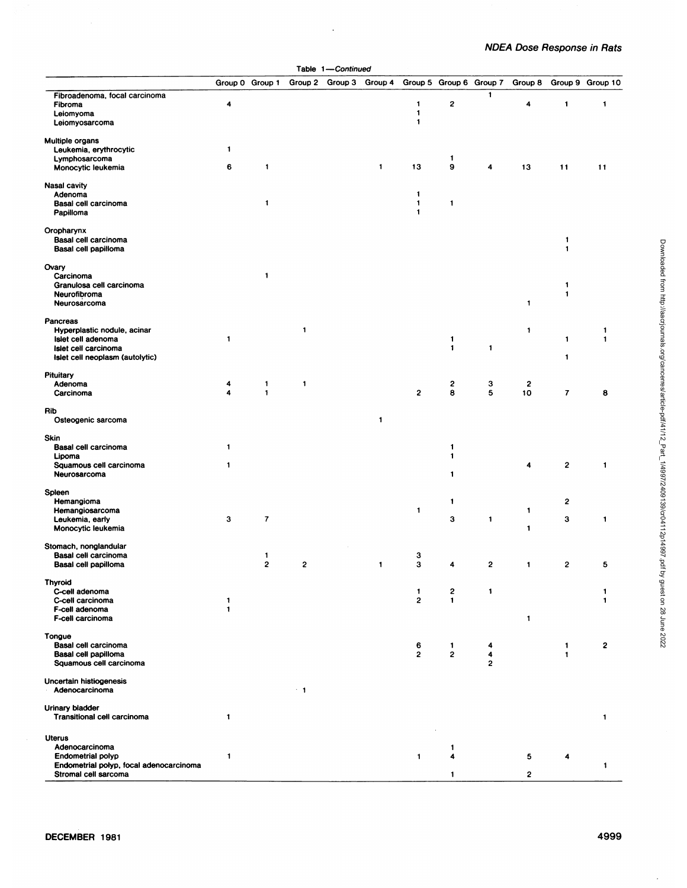Table 1—*Continued*

| | Group 0 | Group 1 | Group 2 | Group 3 | Group 4 | Group 5 | Group 6 | Group 7 | Group 8 | Group 9 | Group 10 |
|---|---|---|---|---|---|---|---|---|---|---|---|
| Fibroadenoma, focal carcinoma | | | | | | | | 1 | | | |
| Fibroma | 4 | | | | | 1 | 2 | | 4 | 1 | 1 |
| Leiomyoma | | | | | | 1 | | | | | |
| Leiomyosarcoma | | | | | | 1 | | | | | |
| **Multiple organs** | | | | | | | | | | | |
| Leukemia, erythrocytic | 1 | | | | | | | | | | |
| Lymphosarcoma | | | | | | | 1 | | | | |
| Monocytic leukemia | 6 | 1 | | | 1 | 13 | 9 | 4 | 13 | 11 | 11 |
| **Nasal cavity** | | | | | | | | | | | |
| Adenoma | | | | | | 1 | | | | | |
| Basal cell carcinoma | | 1 | | | | 1 | 1 | | | | |
| Papilloma | | | | | | 1 | | | | | |
| **Oropharynx** | | | | | | | | | | | |
| Basal cell carcinoma | | | | | | | | | | 1 | |
| Basal cell papilloma | | | | | | | | | | 1 | |
| **Ovary** | | | | | | | | | | | |
| Carcinoma | | 1 | | | | | | | | | |
| Granulosa cell carcinoma | | | | | | | | | | 1 | |
| Neurofibroma | | | | | | | | | | 1 | |
| Neurosarcoma | | | | | | | | | 1 | | |
| **Pancreas** | | | | | | | | | | | |
| Hyperplastic nodule, acinar | | | 1 | | | | | | 1 | | 1 |
| Islet cell adenoma | 1 | | | | | | 1 | | | 1 | 1 |
| Islet cell carcinoma | | | | | | | 1 | 1 | | | |
| Islet cell neoplasm (autolytic) | | | | | | | | | | 1 | |
| **Pituitary** | | | | | | | | | | | |
| Adenoma | 4 | 1 | 1 | | | | 2 | 3 | 2 | | |
| Carcinoma | 4 | 1 | | | | 2 | 8 | 5 | 10 | 7 | 8 |
| **Rib** | | | | | | | | | | | |
| Osteogenic sarcoma | | | | | 1 | | | | | | |
| **Skin** | | | | | | | | | | | |
| Basal cell carcinoma | 1 | | | | | | 1 | | | | |
| Lipoma | | | | | | | 1 | | | | |
| Squamous cell carcinoma | 1 | | | | | | | | 4 | 2 | 1 |
| Neurosarcoma | | | | | | | 1 | | | | |
| **Spleen** | | | | | | | | | | | |
| Hemangioma | | | | | | | 1 | | | 2 | |
| Hemangiosarcoma | | | | | | 1 | | | 1 | | |
| Leukemia, early | 3 | 7 | | | | | 3 | 1 | | 3 | 1 |
| Monocytic leukemia | | | | | | | | | 1 | | |
| **Stomach, nonglandular** | | | | | | | | | | | |
| Basal cell carcinoma | | 1 | | | | 3 | | | | | |
| Basal cell papilloma | | 2 | 2 | | 1 | 3 | 4 | 2 | 1 | 2 | 5 |
| **Thyroid** | | | | | | | | | | | |
| C-cell adenoma | | | | | | 1 | 2 | 1 | | | 1 |
| C-cell carcinoma | 1 | | | | | 2 | 1 | | | | 1 |
| F-cell adenoma | 1 | | | | | | | | | | |
| F-cell carcinoma | | | | | | | | | 1 | | |
| **Tongue** | | | | | | | | | | | |
| Basal cell carcinoma | | | | | | 6 | 1 | 4 | | 1 | 2 |
| Basal cell papilloma | | | | | | 2 | 2 | 4 | | 1 | |
| Squamous cell carcinoma | | | | | | | | 2 | | | |
| **Uncertain histiogenesis** | | | | | | | | | | | |
| Adenocarcinoma | | | 1 | | | | | | | | |
| **Urinary bladder** | | | | | | | | | | | |
| Transitional cell carcinoma | 1 | | | | | | | | | | 1 |
| **Uterus** | | | | | | | | | | | |
| Adenocarcinoma | | | | | | | 1 | | | | |
| Endometrial polyp | 1 | | | | | 1 | 4 | | 5 | 4 | |
| Endometrial polyp, focal adenocarcinoma | | | | | | | | | | | 1 |
| Stromal cell sarcoma | | | | | | | 1 | | 2 | | |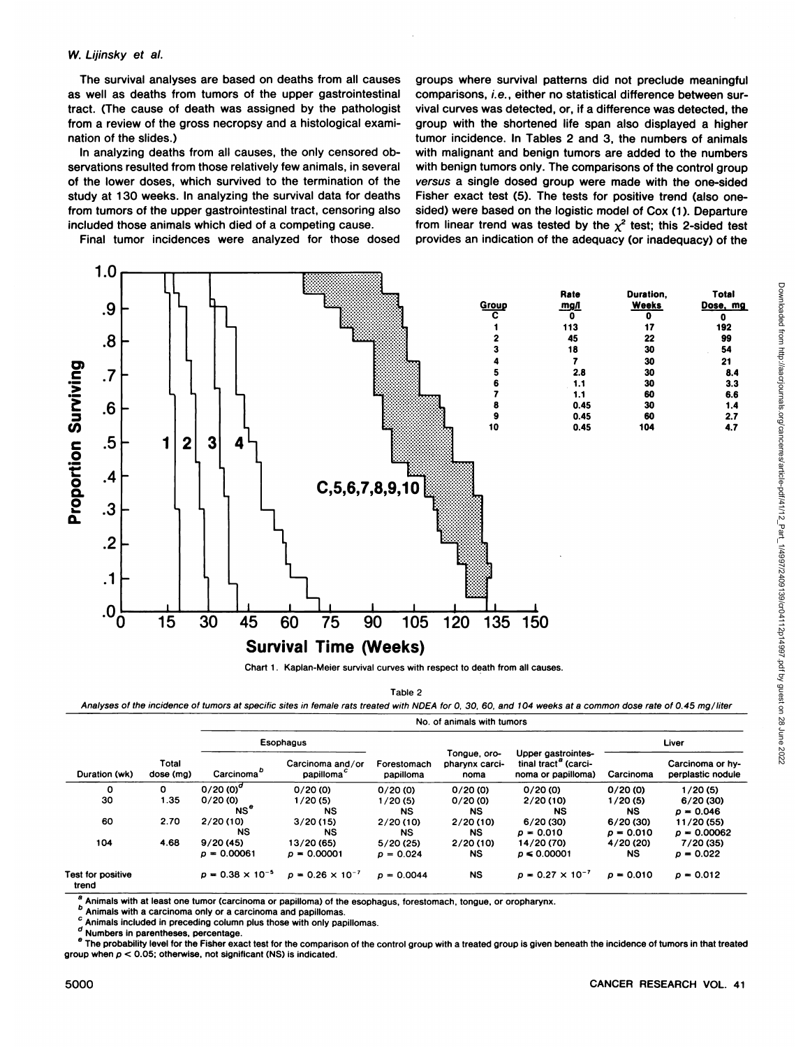The survival analyses are based on deaths from all causes as well as deaths from tumors of the upper gastrointestinal tract. (The cause of death was assigned by the pathologist from a review of the gross necropsy and a histological examination of the slides.)

In analyzing deaths from all causes, the only censored observations resulted from those relatively few animals, in several of the lower doses, which survived to the termination of the study at 130 weeks. In analyzing the survival data for deaths from tumors of the upper gastrointestinal tract, censoring also included those animals which died of a competing cause.

Final tumor incidences were analyzed for those dosed groups where survival patterns did not preclude meaningful comparisons, *i.e.*, either no statistical difference between survival curves was detected, or, if a difference was detected, the group with the shortened life span also displayed a higher tumor incidence. In Tables 2 and 3, the numbers of animals with malignant and benign tumors are added to the numbers with benign tumors only. The comparisons of the control group *versus* a single dosed group were made with the one-sided Fisher exact test (5). The tests for positive trend (also one-sided) were based on the logistic model of Cox (1). Departure from linear trend was tested by the $\chi^2$ test; this 2-sided test provides an indication of the adequacy (or inadequacy) of the

| Group | Rate mg/l | Duration, Weeks | Total Dose, mg |
|---|---|---|---|
| C | 0 | 0 | 0 |
| 1 | 113 | 17 | 192 |
| 2 | 45 | 22 | 99 |
| 3 | 18 | 30 | 54 |
| 4 | 7 | 30 | 21 |
| 5 | 2.8 | 30 | 8.4 |
| 6 | 1.1 | 30 | 3.3 |
| 7 | 1.1 | 60 | 6.6 |
| 8 | 0.45 | 30 | 1.4 |
| 9 | 0.45 | 60 | 2.7 |
| 10 | 0.45 | 104 | 4.7 |

Chart 1. Kaplan-Meier survival curves with respect to death from all causes.

Table 2

*Analyses of the incidence of tumors at specific sites in female rats treated with NDEA for 0, 30, 60, and 104 weeks at a common dose rate of 0.45 mg/liter*

| | | No. of animals with tumors | | | | | | |
|---|---|---|---|---|---|---|---|---|
| | | Esophagus | | | | | Liver | |
| Duration (wk) | Total dose (mg) | Carcinoma[b] | Carcinoma and/or papilloma[c] | Forestomach papilloma | Tongue, oro-pharynx carcinoma | Upper gastrointestinal tract[a] (carcinoma or papilloma) | Carcinoma | Carcinoma or hyperplastic nodule |
| 0 | 0 | 0/20 (0)[d] | 0/20 (0) | 0/20 (0) | 0/20 (0) | 0/20 (0) | 0/20 (0) | 1/20 (5) |
| 30 | 1.35 | 0/20 (0) NS[e] | 1/20 (5) NS | 1/20 (5) NS | 0/20 (0) NS | 2/20 (10) NS | 1/20 (5) NS | 6/20 (30) $p = 0.046$ |
| 60 | 2.70 | 2/20 (10) NS | 3/20 (15) NS | 2/20 (10) NS | 2/20 (10) NS | 6/20 (30) $p = 0.010$ | 6/20 (30) $p = 0.010$ | 11/20 (55) $p = 0.00062$ |
| 104 | 4.68 | 9/20 (45) $p = 0.00061$ | 13/20 (65) $p = 0.00001$ | 5/20 (25) $p = 0.024$ | 2/20 (10) NS | 14/20 (70) $p \leq 0.00001$ | 4/20 (20) NS | 7/20 (35) $p = 0.022$ |
| Test for positive trend | | $p = 0.38 \times 10^{-5}$ | $p = 0.26 \times 10^{-7}$ | $p = 0.0044$ | NS | $p = 0.27 \times 10^{-7}$ | $p = 0.010$ | $p = 0.012$ |

[a] Animals with at least one tumor (carcinoma or papilloma) of the esophagus, forestomach, tongue, or oropharynx.
[b] Animals with a carcinoma only or a carcinoma and papillomas.
[c] Animals included in preceding column plus those with only papillomas.
[d] Numbers in parentheses, percentage.
[e] The probability level for the Fisher exact test for the comparison of the control group with a treated group is given beneath the incidence of tumors in that treated group when $p < 0.05$; otherwise, not significant (NS) is indicated.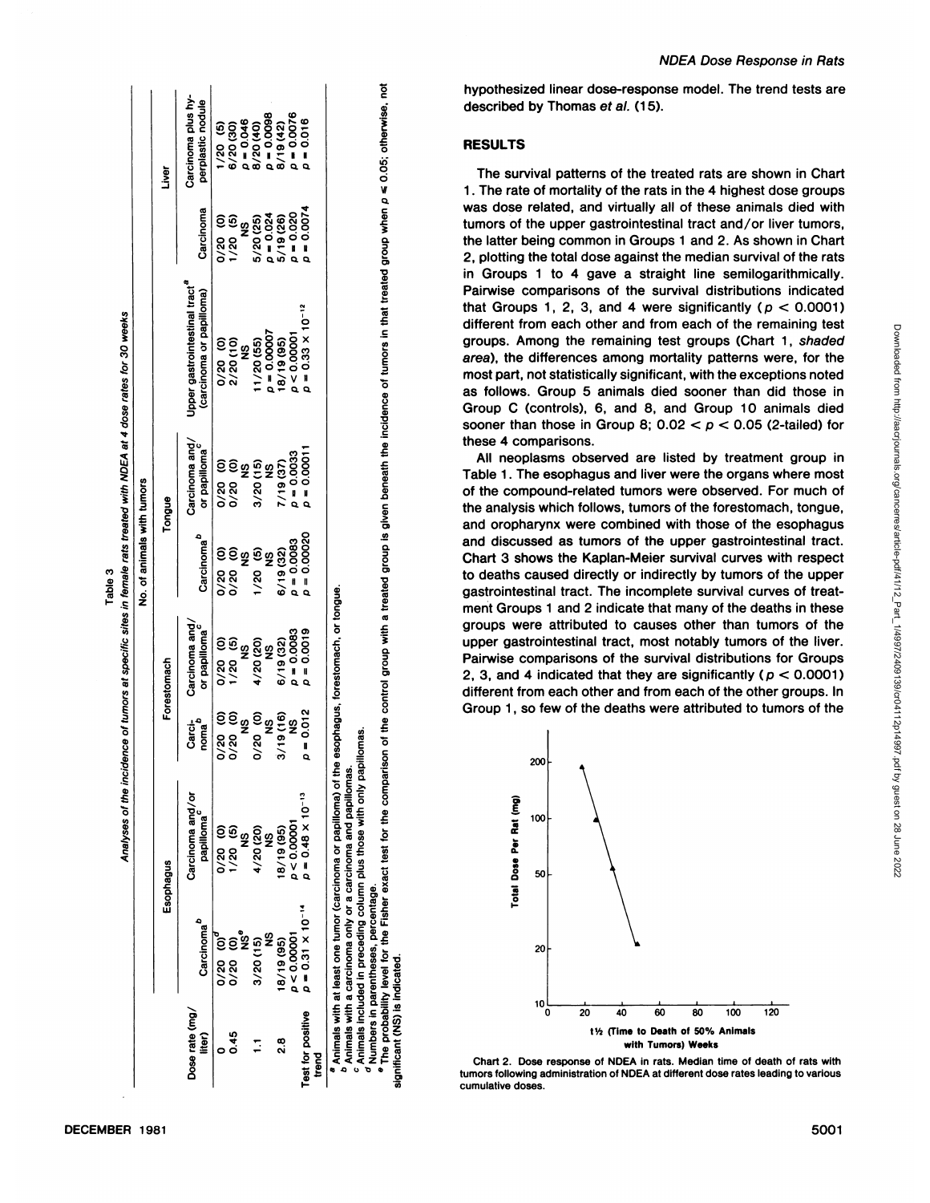Table 3

*Analyses of the incidence of tumors at specific sites in female rats treated with NDEA at 4 dose rates for 30 weeks*

| | No. of animals with tumors | | | | | | | | |
|---|---|---|---|---|---|---|---|---|---|
| | Esophagus | | Forestomach | | Tongue | | | Liver | |
| Dose rate (mg/liter) | Carcinoma[b] | Carcinoma and/or papilloma[c] | Carcinoma[b] | Carcinoma and/or papilloma[c] | Carcinoma[b] | Carcinoma and/or papilloma[c] | Upper gastrointestinal tract[a] (carcinoma or papilloma) | Carcinoma | Carcinoma plus hyperplastic nodule |
| 0 | 0/20 (0)[d] | 0/20 (0) | 0/20 (0) | 0/20 (0) | 0/20 (0) | 0/20 (0) | 0/20 (0) | 0/20 (0) | 1/20 (5) |
| 0.45 | 0/20 (0) | 1/20 (5) | 0/20 (0) | 1/20 (5) | 0/20 (0) | 0/20 (0) | 2/20 (10) | 1/20 (5) | 6/20 (30) |
| | NS[e] | NS | NS | NS | NS | NS | NS | NS | $p = 0.046$ |
| 1.1 | 3/20 (15) | 4/20 (20) | 0/20 (0) | 4/20 (20) | 1/20 (5) | 3/20 (15) | 11/20 (55) | 5/20 (25) | 8/20 (40) |
| | NS | NS | NS | NS | NS | NS | $p = 0.00007$ | $p = 0.024$ | $p = 0.0098$ |
| 2.8 | 18/19 (95) | 18/19 (95) | 3/19 (16) | 6/19 (32) | 6/19 (32) | 7/19 (37) | 18/19 (95) | 5/19 (26) | 8/19 (42) |
| | $p < 0.00001$ | $p < 0.00001$ | NS | $p = 0.0083$ | $p = 0.0083$ | $p = 0.0033$ | $p < 0.00001$ | $p = 0.020$ | $p = 0.0076$ |
| Test for positive trend | $p = 0.31 \times 10^{-14}$ | $p = 0.48 \times 10^{-13}$ | $p = 0.012$ | $p = 0.0019$ | $p = 0.00020$ | $p = 0.00011$ | $p = 0.33 \times 10^{-12}$ | $p = 0.0074$ | $p = 0.016$ |

[a] Animals with at least one tumor (carcinoma or papilloma) of the esophagus, forestomach, or tongue.
[b] Animals with a carcinoma only or a carcinoma and papillomas.
[c] Animals included in preceding column plus those with only papillomas.
[d] Numbers in parentheses, percentage.
[e] The probability level for the Fisher exact test for the comparison of the control group with a treated group is given beneath the incidence of tumors in that treated group when $p \leq 0.05$; otherwise, not significant (NS) is indicated.

hypothesized linear dose-response model. The trend tests are described by Thomas *et al.* (15).

## RESULTS

The survival patterns of the treated rats are shown in Chart 1. The rate of mortality of the rats in the 4 highest dose groups was dose related, and virtually all of these animals died with tumors of the upper gastrointestinal tract and/or liver tumors, the latter being common in Groups 1 and 2. As shown in Chart 2, plotting the total dose against the median survival of the rats in Groups 1 to 4 gave a straight line semilogarithmically. Pairwise comparisons of the survival distributions indicated that Groups 1, 2, 3, and 4 were significantly ($p < 0.0001$) different from each other and from each of the remaining test groups. Among the remaining test groups (Chart 1, *shaded area*), the differences among mortality patterns were, for the most part, not statistically significant, with the exceptions noted as follows. Group 5 animals died sooner than did those in Group C (controls), 6, and 8, and Group 10 animals died sooner than those in Group 8; $0.02 < p < 0.05$ (2-tailed) for these 4 comparisons.

All neoplasms observed are listed by treatment group in Table 1. The esophagus and liver were the organs where most of the compound-related tumors were observed. For much of the analysis which follows, tumors of the forestomach, tongue, and oropharynx were combined with those of the esophagus and discussed as tumors of the upper gastrointestinal tract. Chart 3 shows the Kaplan-Meier survival curves with respect to deaths caused directly or indirectly by tumors of the upper gastrointestinal tract. The incomplete survival curves of treatment Groups 1 and 2 indicate that many of the deaths in these groups were attributed to causes other than tumors of the upper gastrointestinal tract, most notably tumors of the liver. Pairwise comparisons of the survival distributions for Groups 2, 3, and 4 indicated that they are significantly ($p < 0.0001$) different from each other and from each of the other groups. In Group 1, so few of the deaths were attributed to tumors of the

Chart 2. Dose response of NDEA in rats. Median time of death of rats with tumors following administration of NDEA at different dose rates leading to various cumulative doses.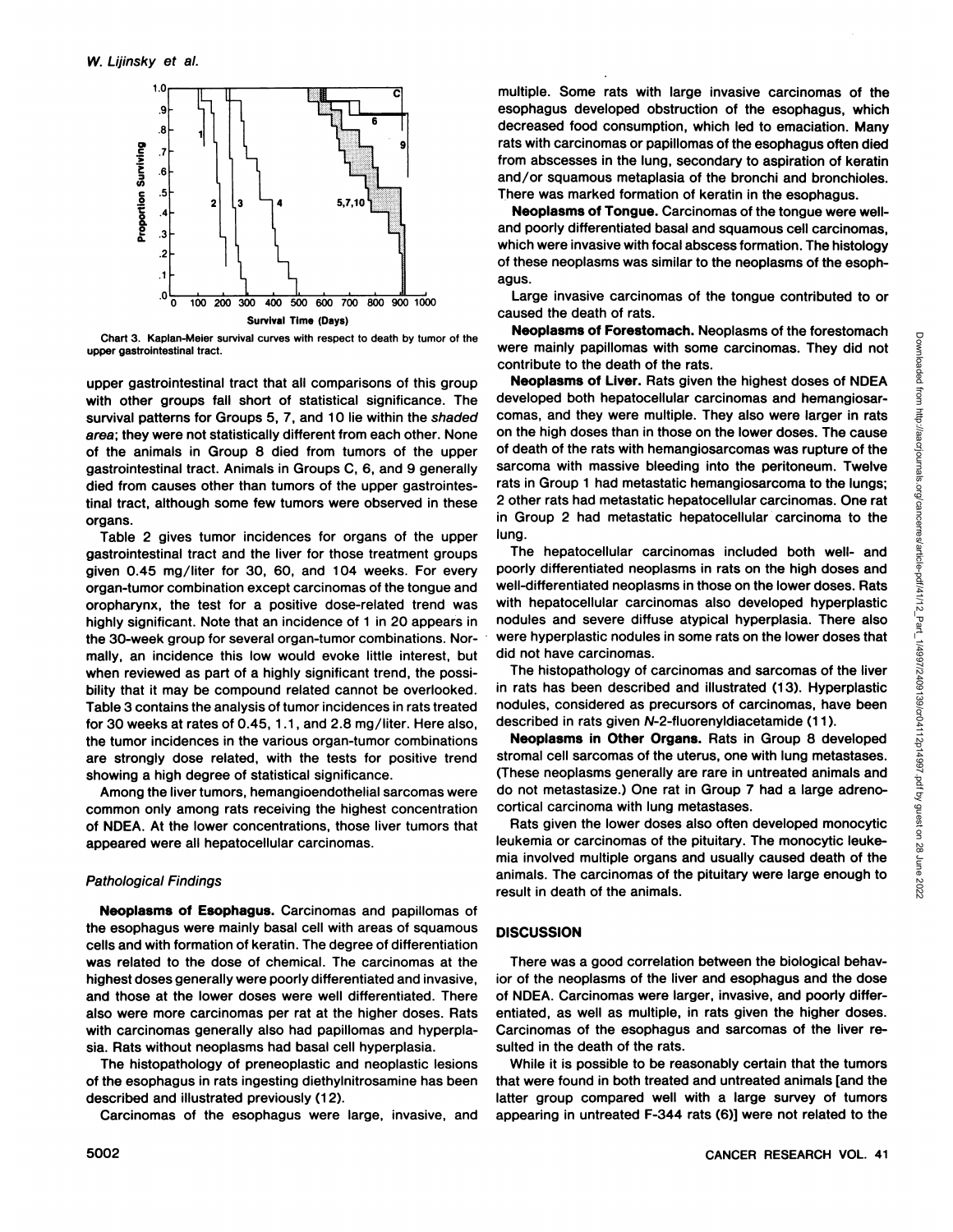Chart 3. Kaplan-Meier survival curves with respect to death by tumor of the upper gastrointestinal tract.

upper gastrointestinal tract that all comparisons of this group with other groups fall short of statistical significance. The survival patterns for Groups 5, 7, and 10 lie within the *shaded area*; they were not statistically different from each other. None of the animals in Group 8 died from tumors of the upper gastrointestinal tract. Animals in Groups C, 6, and 9 generally died from causes other than tumors of the upper gastrointestinal tract, although some few tumors were observed in these organs.

Table 2 gives tumor incidences for organs of the upper gastrointestinal tract and the liver for those treatment groups given 0.45 mg/liter for 30, 60, and 104 weeks. For every organ-tumor combination except carcinomas of the tongue and oropharynx, the test for a positive dose-related trend was highly significant. Note that an incidence of 1 in 20 appears in the 30-week group for several organ-tumor combinations. Normally, an incidence this low would evoke little interest, but when reviewed as part of a highly significant trend, the possibility that it may be compound related cannot be overlooked. Table 3 contains the analysis of tumor incidences in rats treated for 30 weeks at rates of 0.45, 1.1, and 2.8 mg/liter. Here also, the tumor incidences in the various organ-tumor combinations are strongly dose related, with the tests for positive trend showing a high degree of statistical significance.

Among the liver tumors, hemangioendothelial sarcomas were common only among rats receiving the highest concentration of NDEA. At the lower concentrations, those liver tumors that appeared were all hepatocellular carcinomas.

### Pathological Findings

**Neoplasms of Esophagus.** Carcinomas and papillomas of the esophagus were mainly basal cell with areas of squamous cells and with formation of keratin. The degree of differentiation was related to the dose of chemical. The carcinomas at the highest doses generally were poorly differentiated and invasive, and those at the lower doses were well differentiated. There also were more carcinomas per rat at the higher doses. Rats with carcinomas generally also had papillomas and hyperplasia. Rats without neoplasms had basal cell hyperplasia.

The histopathology of preneoplastic and neoplastic lesions of the esophagus in rats ingesting diethylnitrosamine has been described and illustrated previously (12).

Carcinomas of the esophagus were large, invasive, and multiple. Some rats with large invasive carcinomas of the esophagus developed obstruction of the esophagus, which decreased food consumption, which led to emaciation. Many rats with carcinomas or papillomas of the esophagus often died from abscesses in the lung, secondary to aspiration of keratin and/or squamous metaplasia of the bronchi and bronchioles. There was marked formation of keratin in the esophagus.

**Neoplasms of Tongue.** Carcinomas of the tongue were well- and poorly differentiated basal and squamous cell carcinomas, which were invasive with focal abscess formation. The histology of these neoplasms was similar to the neoplasms of the esophagus.

Large invasive carcinomas of the tongue contributed to or caused the death of rats.

**Neoplasms of Forestomach.** Neoplasms of the forestomach were mainly papillomas with some carcinomas. They did not contribute to the death of the rats.

**Neoplasms of Liver.** Rats given the highest doses of NDEA developed both hepatocellular carcinomas and hemangiosarcomas, and they were multiple. They also were larger in rats on the high doses than in those on the lower doses. The cause of death of the rats with hemangiosarcomas was rupture of the sarcoma with massive bleeding into the peritoneum. Twelve rats in Group 1 had metastatic hemangiosarcoma to the lungs; 2 other rats had metastatic hepatocellular carcinomas. One rat in Group 2 had metastatic hepatocellular carcinoma to the lung.

The hepatocellular carcinomas included both well- and poorly differentiated neoplasms in rats on the high doses and well-differentiated neoplasms in those on the lower doses. Rats with hepatocellular carcinomas also developed hyperplastic nodules and severe diffuse atypical hyperplasia. There also were hyperplastic nodules in some rats on the lower doses that did not have carcinomas.

The histopathology of carcinomas and sarcomas of the liver in rats has been described and illustrated (13). Hyperplastic nodules, considered as precursors of carcinomas, have been described in rats given *N*-2-fluorenyldiacetamide (11).

**Neoplasms in Other Organs.** Rats in Group 8 developed stromal cell sarcomas of the uterus, one with lung metastases. (These neoplasms generally are rare in untreated animals and do not metastasize.) One rat in Group 7 had a large adrenocortical carcinoma with lung metastases.

Rats given the lower doses also often developed monocytic leukemia or carcinomas of the pituitary. The monocytic leukemia involved multiple organs and usually caused death of the animals. The carcinomas of the pituitary were large enough to result in death of the animals.

## DISCUSSION

There was a good correlation between the biological behavior of the neoplasms of the liver and esophagus and the dose of NDEA. Carcinomas were larger, invasive, and poorly differentiated, as well as multiple, in rats given the higher doses. Carcinomas of the esophagus and sarcomas of the liver resulted in the death of the rats.

While it is possible to be reasonably certain that the tumors that were found in both treated and untreated animals [and the latter group compared well with a large survey of tumors appearing in untreated F-344 rats (6)] were not related to the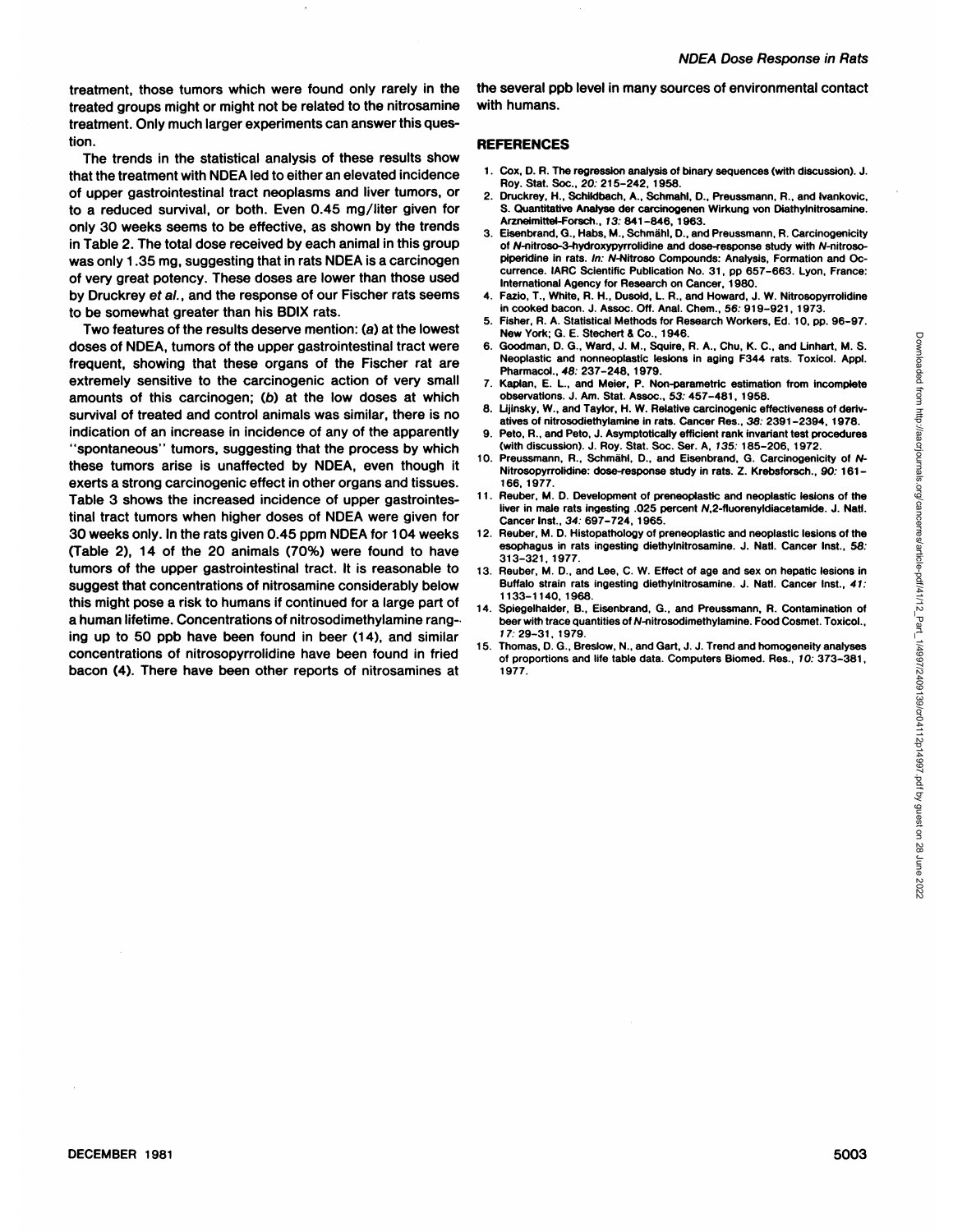treatment, those tumors which were found only rarely in the treated groups might or might not be related to the nitrosamine treatment. Only much larger experiments can answer this question.

The trends in the statistical analysis of these results show that the treatment with NDEA led to either an elevated incidence of upper gastrointestinal tract neoplasms and liver tumors, or to a reduced survival, or both. Even 0.45 mg/liter given for only 30 weeks seems to be effective, as shown by the trends in Table 2. The total dose received by each animal in this group was only 1.35 mg, suggesting that in rats NDEA is a carcinogen of very great potency. These doses are lower than those used by Druckrey *et al.*, and the response of our Fischer rats seems to be somewhat greater than his BDIX rats.

Two features of the results deserve mention: (*a*) at the lowest doses of NDEA, tumors of the upper gastrointestinal tract were frequent, showing that these organs of the Fischer rat are extremely sensitive to the carcinogenic action of very small amounts of this carcinogen; (*b*) at the low doses at which survival of treated and control animals was similar, there is no indication of an increase in incidence of any of the apparently "spontaneous" tumors, suggesting that the process by which these tumors arise is unaffected by NDEA, even though it exerts a strong carcinogenic effect in other organs and tissues. Table 3 shows the increased incidence of upper gastrointestinal tract tumors when higher doses of NDEA were given for 30 weeks only. In the rats given 0.45 ppm NDEA for 104 weeks (Table 2), 14 of the 20 animals (70%) were found to have tumors of the upper gastrointestinal tract. It is reasonable to suggest that concentrations of nitrosamine considerably below this might pose a risk to humans if continued for a large part of a human lifetime. Concentrations of nitrosodimethylamine ranging up to 50 ppb have been found in beer (14), and similar concentrations of nitrosopyrrolidine have been found in fried bacon (4). There have been other reports of nitrosamines at the several ppb level in many sources of environmental contact with humans.

## REFERENCES

1. Cox, D. R. The regression analysis of binary sequences (with discussion). J. Roy. Stat. Soc., *20:* 215–242, 1958.
2. Druckrey, H., Schildbach, A., Schmahl, D., Preussmann, R., and Ivankovic, S. Quantitative Analyse der carcinogenen Wirkung von Diathylnitrosamine. Arzneimittel-Forsch., *13:* 841–846, 1963.
3. Eisenbrand, G., Habs, M., Schmähl, D., and Preussmann, R. Carcinogenicity of *N*-nitroso-3-hydroxypyrrolidine and dose-response study with *N*-nitrosopiperidine in rats. *In: N*-Nitroso Compounds: Analysis, Formation and Occurrence. IARC Scientific Publication No. 31, pp 657–663. Lyon, France: International Agency for Research on Cancer, 1980.
4. Fazio, T., White, R. H., Dusold, L. R., and Howard, J. W. Nitrosopyrrolidine in cooked bacon. J. Assoc. Off. Anal. Chem., *56:* 919–921, 1973.
5. Fisher, R. A. Statistical Methods for Research Workers, Ed. 10, pp. 96–97. New York; G. E. Stechert & Co., 1946.
6. Goodman, D. G., Ward, J. M., Squire, R. A., Chu, K. C., and Linhart, M. S. Neoplastic and nonneoplastic lesions in aging F344 rats. Toxicol. Appl. Pharmacol., *48:* 237–248, 1979.
7. Kaplan, E. L., and Meier, P. Non-parametric estimation from incomplete observations. J. Am. Stat. Assoc., *53:* 457–481, 1958.
8. Lijinsky, W., and Taylor, H. W. Relative carcinogenic effectiveness of derivatives of nitrosodiethylamine in rats. Cancer Res., *38:* 2391–2394, 1978.
9. Peto, R., and Peto, J. Asymptotically efficient rank invariant test procedures (with discussion). J. Roy. Stat. Soc. Ser. A, *135:* 185–206, 1972.
10. Preussmann, R., Schmähl, D., and Eisenbrand, G. Carcinogenicity of *N*-Nitrosopyrrolidine: dose-response study in rats. Z. Krebsforsch., *90:* 161–166, 1977.
11. Reuber, M. D. Development of preneoplastic and neoplastic lesions of the liver in male rats ingesting .025 percent *N*,2-fluorenyldiacetamide. J. Natl. Cancer Inst., *34:* 697–724, 1965.
12. Reuber, M. D. Histopathology of preneoplastic and neoplastic lesions of the esophagus in rats ingesting diethylnitrosamine. J. Natl. Cancer Inst., *58:* 313–321, 1977.
13. Reuber, M. D., and Lee, C. W. Effect of age and sex on hepatic lesions in Buffalo strain rats ingesting diethylnitrosamine. J. Natl. Cancer Inst., *41:* 1133–1140, 1968.
14. Spiegelhalder, B., Eisenbrand, G., and Preussmann, R. Contamination of beer with trace quantities of *N*-nitrosodimethylamine. Food Cosmet. Toxicol., *17:* 29–31, 1979.
15. Thomas, D. G., Breslow, N., and Gart, J. J. Trend and homogeneity analyses of proportions and life table data. Computers Biomed. Res., *10:* 373–381, 1977.